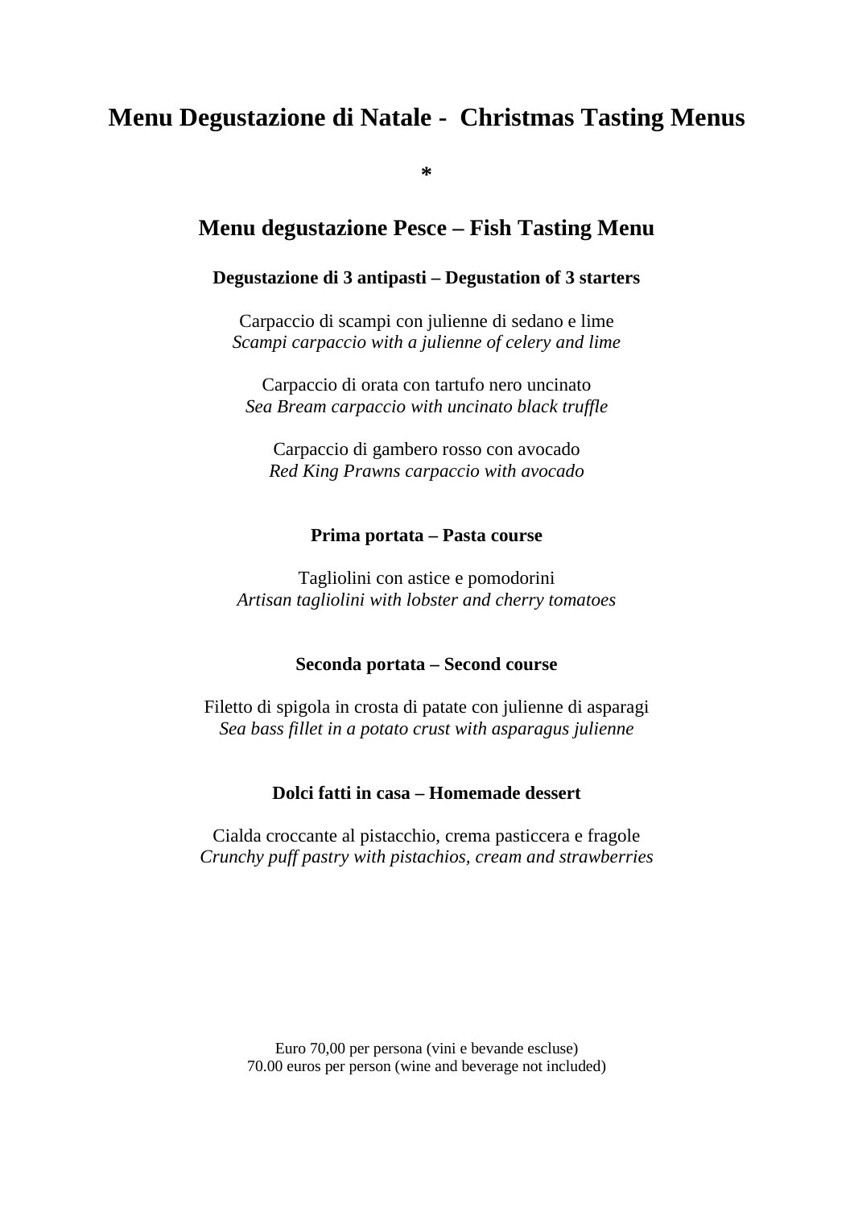# Menu Degustazione di Natale - Christmas Tasting Menus

**\***

## Menu degustazione Pesce – Fish Tasting Menu

**Degustazione di 3 antipasti – Degustation of 3 starters**

Carpaccio di scampi con julienne di sedano e lime
*Scampi carpaccio with a julienne of celery and lime*

Carpaccio di orata con tartufo nero uncinato
*Sea Bream carpaccio with uncinato black truffle*

Carpaccio di gambero rosso con avocado
*Red King Prawns carpaccio with avocado*

**Prima portata – Pasta course**

Tagliolini con astice e pomodorini
*Artisan tagliolini with lobster and cherry tomatoes*

**Seconda portata – Second course**

Filetto di spigola in crosta di patate con julienne di asparagi
*Sea bass fillet in a potato crust with asparagus julienne*

**Dolci fatti in casa – Homemade dessert**

Cialda croccante al pistacchio, crema pasticcera e fragole
*Crunchy puff pastry with pistachios, cream and strawberries*

Euro 70,00 per persona (vini e bevande escluse)
70.00 euros per person (wine and beverage not included)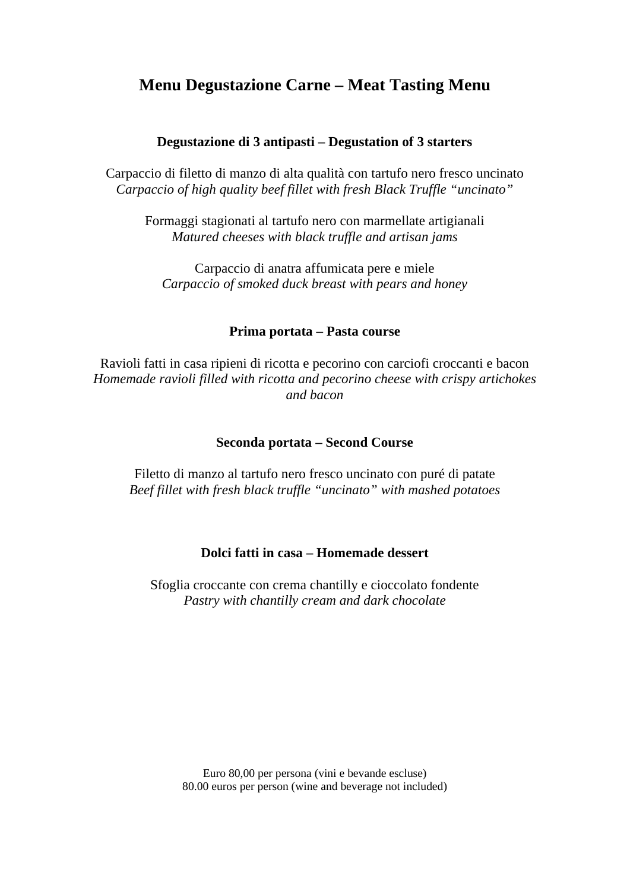# Menu Degustazione Carne – Meat Tasting Menu

## Degustazione di 3 antipasti – Degustation of 3 starters

Carpaccio di filetto di manzo di alta qualità con tartufo nero fresco uncinato
*Carpaccio of high quality beef fillet with fresh Black Truffle "uncinato"*

Formaggi stagionati al tartufo nero con marmellate artigianali
*Matured cheeses with black truffle and artisan jams*

Carpaccio di anatra affumicata pere e miele
*Carpaccio of smoked duck breast with pears and honey*

## Prima portata – Pasta course

Ravioli fatti in casa ripieni di ricotta e pecorino con carciofi croccanti e bacon
*Homemade ravioli filled with ricotta and pecorino cheese with crispy artichokes and bacon*

## Seconda portata – Second Course

Filetto di manzo al tartufo nero fresco uncinato con puré di patate
*Beef fillet with fresh black truffle "uncinato" with mashed potatoes*

## Dolci fatti in casa – Homemade dessert

Sfoglia croccante con crema chantilly e cioccolato fondente
*Pastry with chantilly cream and dark chocolate*

Euro 80,00 per persona (vini e bevande escluse)
80.00 euros per person (wine and beverage not included)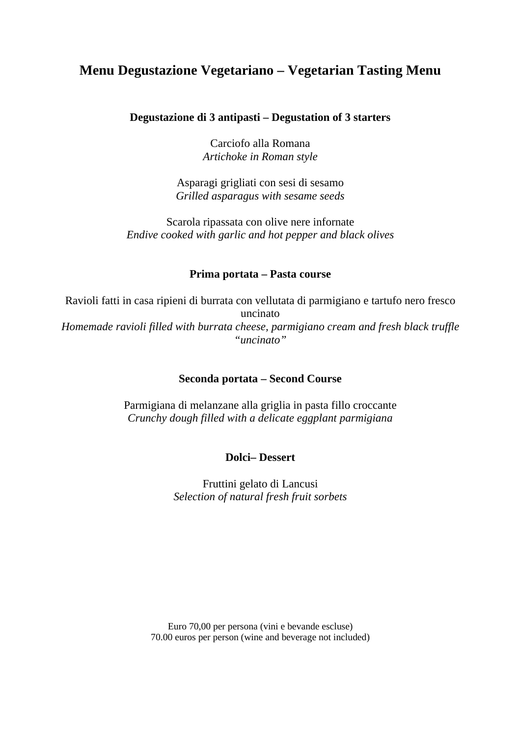# Menu Degustazione Vegetariano – Vegetarian Tasting Menu

**Degustazione di 3 antipasti – Degustation of 3 starters**

Carciofo alla Romana
*Artichoke in Roman style*

Asparagi grigliati con sesi di sesamo
*Grilled asparagus with sesame seeds*

Scarola ripassata con olive nere infornate
*Endive cooked with garlic and hot pepper and black olives*

**Prima portata – Pasta course**

Ravioli fatti in casa ripieni di burrata con vellutata di parmigiano e tartufo nero fresco uncinato
*Homemade ravioli filled with burrata cheese, parmigiano cream and fresh black truffle "uncinato"*

**Seconda portata – Second Course**

Parmigiana di melanzane alla griglia in pasta fillo croccante
*Crunchy dough filled with a delicate eggplant parmigiana*

**Dolci– Dessert**

Fruttini gelato di Lancusi
*Selection of natural fresh fruit sorbets*

Euro 70,00 per persona (vini e bevande escluse)
70.00 euros per person (wine and beverage not included)